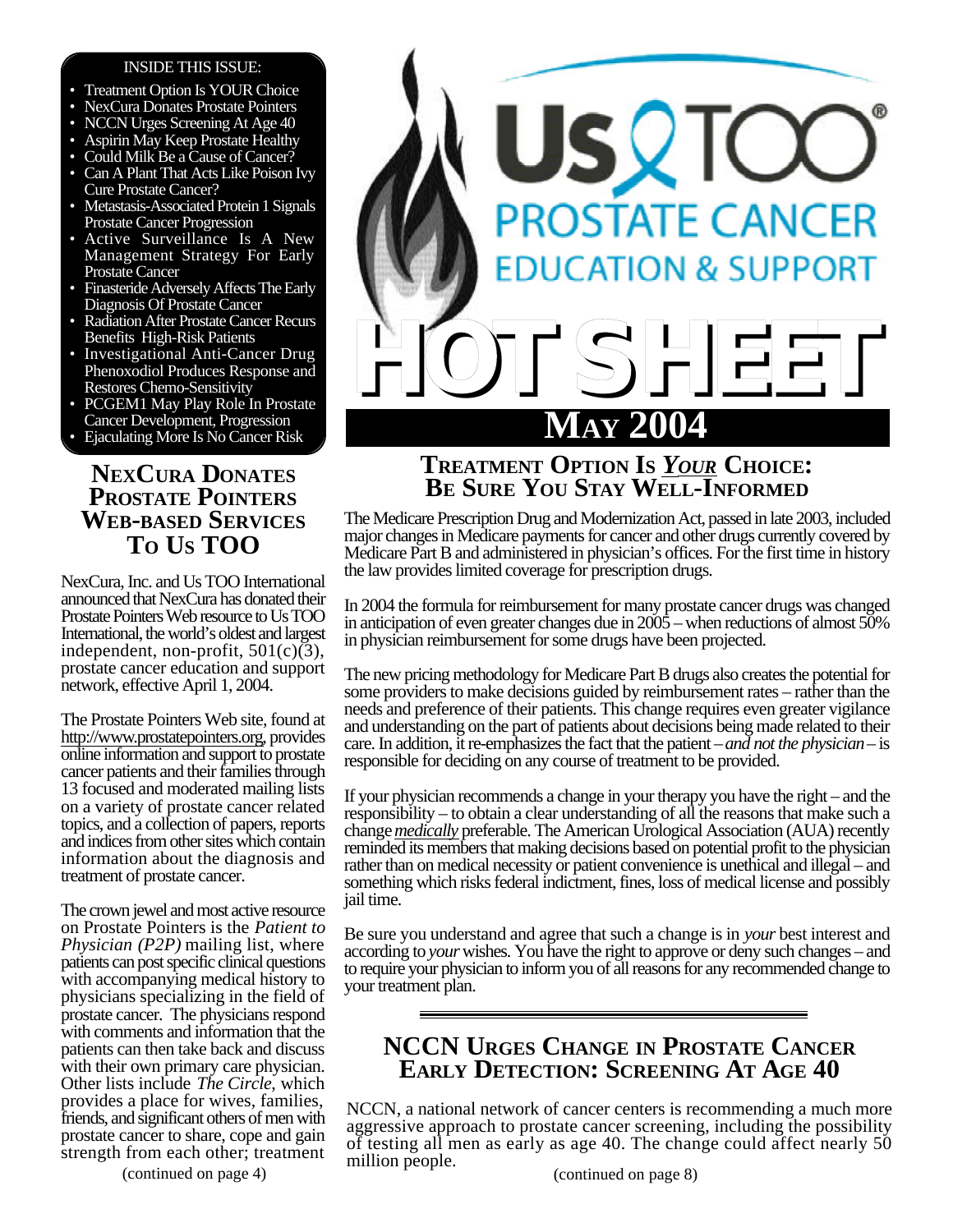# Us TOO® Prostate Cancer Education & Support

# HOT SHEET

## May 2004

INSIDE THIS ISSUE:

- Treatment Option Is YOUR Choice
- NexCura Donates Prostate Pointers
- NCCN Urges Screening At Age 40
- Aspirin May Keep Prostate Healthy
- Could Milk Be a Cause of Cancer?
- Can A Plant That Acts Like Poison Ivy Cure Prostate Cancer?
- Metastasis-Associated Protein 1 Signals Prostate Cancer Progression
- Active Surveillance Is A New Management Strategy For Early Prostate Cancer
- Finasteride Adversely Affects The Early Diagnosis Of Prostate Cancer
- Radiation After Prostate Cancer Recurs Benefits High-Risk Patients
- Investigational Anti-Cancer Drug Phenoxodiol Produces Response and Restores Chemo-Sensitivity
- PCGEM1 May Play Role In Prostate Cancer Development, Progression
- Ejaculating More Is No Cancer Risk

## NexCura Donates Prostate Pointers Web-based Services To Us TOO

NexCura, Inc. and Us TOO International announced that NexCura has donated their Prostate Pointers Web resource to Us TOO International, the world's oldest and largest independent, non-profit, 501(c)(3), prostate cancer education and support network, effective April 1, 2004.

The Prostate Pointers Web site, found at http://www.prostatepointers.org, provides online information and support to prostate cancer patients and their families through 13 focused and moderated mailing lists on a variety of prostate cancer related topics, and a collection of papers, reports and indices from other sites which contain information about the diagnosis and treatment of prostate cancer.

The crown jewel and most active resource on Prostate Pointers is the *Patient to Physician (P2P)* mailing list, where patients can post specific clinical questions with accompanying medical history to physicians specializing in the field of prostate cancer. The physicians respond with comments and information that the patients can then take back and discuss with their own primary care physician. Other lists include *The Circle*, which provides a place for wives, families, friends, and significant others of men with prostate cancer to share, cope and gain strength from each other; treatment

(continued on page 4)

## Treatment Option Is *Your* Choice: Be Sure You Stay Well-Informed

The Medicare Prescription Drug and Modernization Act, passed in late 2003, included major changes in Medicare payments for cancer and other drugs currently covered by Medicare Part B and administered in physician's offices. For the first time in history the law provides limited coverage for prescription drugs.

In 2004 the formula for reimbursement for many prostate cancer drugs was changed in anticipation of even greater changes due in 2005 – when reductions of almost 50% in physician reimbursement for some drugs have been projected.

The new pricing methodology for Medicare Part B drugs also creates the potential for some providers to make decisions guided by reimbursement rates – rather than the needs and preference of their patients. This change requires even greater vigilance and understanding on the part of patients about decisions being made related to their care. In addition, it re-emphasizes the fact that the patient – *and not the physician* – is responsible for deciding on any course of treatment to be provided.

If your physician recommends a change in your therapy you have the right – and the responsibility – to obtain a clear understanding of all the reasons that make such a change *medically* preferable. The American Urological Association (AUA) recently reminded its members that making decisions based on potential profit to the physician rather than on medical necessity or patient convenience is unethical and illegal – and something which risks federal indictment, fines, loss of medical license and possibly jail time.

Be sure you understand and agree that such a change is in *your* best interest and according to *your* wishes. You have the right to approve or deny such changes – and to require your physician to inform you of all reasons for any recommended change to your treatment plan.

## NCCN Urges Change in Prostate Cancer Early Detection: Screening At Age 40

NCCN, a national network of cancer centers is recommending a much more aggressive approach to prostate cancer screening, including the possibility of testing all men as early as age 40. The change could affect nearly 50 million people.

(continued on page 8)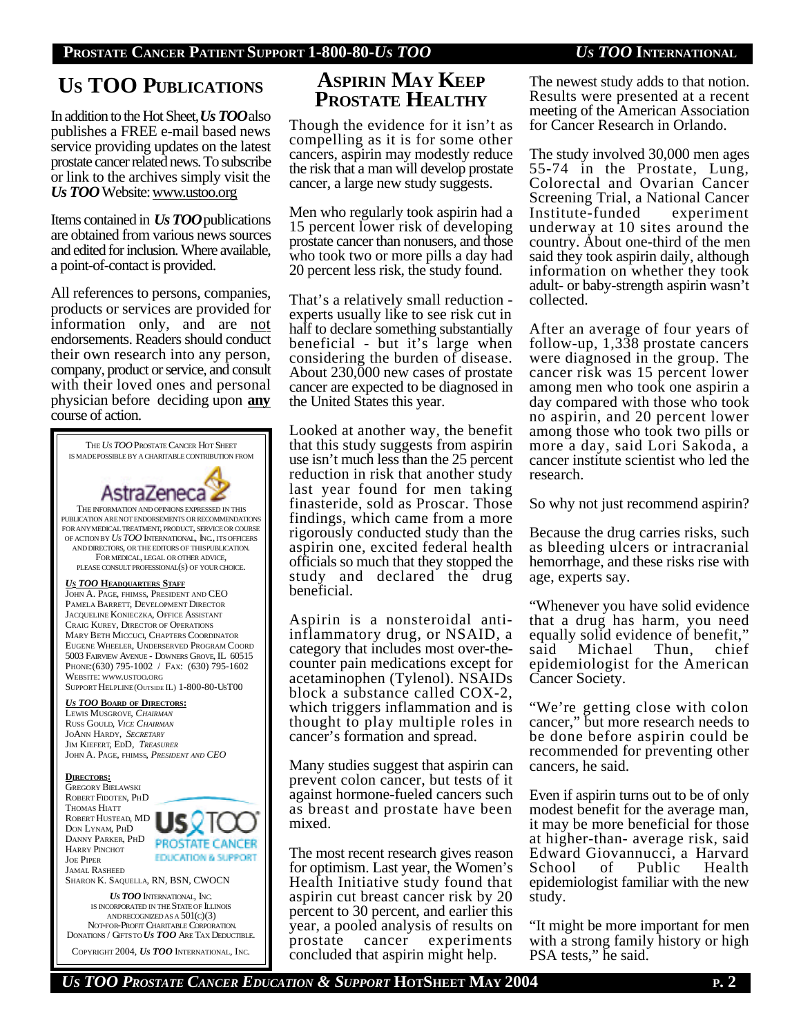# Us TOO Publications

In addition to the Hot Sheet, ***Us TOO*** also publishes a FREE e-mail based news service providing updates on the latest prostate cancer related news. To subscribe or link to the archives simply visit the ***Us TOO*** Website: www.ustoo.org

Items contained in ***Us TOO*** publications are obtained from various news sources and edited for inclusion. Where available, a point-of-contact is provided.

All references to persons, companies, products or services are provided for information only, and are not endorsements. Readers should conduct their own research into any person, company, product or service, and consult with their loved ones and personal physician before deciding upon **any** course of action.

THE *US TOO* PROSTATE CANCER HOT SHEET IS MADE POSSIBLE BY A CHARITABLE CONTRIBUTION FROM

AstraZeneca

THE INFORMATION AND OPINIONS EXPRESSED IN THIS PUBLICATION ARE NOT ENDORSEMENTS OR RECOMMENDATIONS FOR ANY MEDICAL TREATMENT, PRODUCT, SERVICE OR COURSE OF ACTION BY *US TOO* INTERNATIONAL, INC., ITS OFFICERS AND DIRECTORS, OR THE EDITORS OF THIS PUBLICATION. FOR MEDICAL, LEGAL OR OTHER ADVICE, PLEASE CONSULT PROFESSIONAL(S) OF YOUR CHOICE.

**_US TOO_ HEADQUARTERS STAFF**

JOHN A. PAGE, FHIMSS, PRESIDENT AND CEO
PAMELA BARRETT, DEVELOPMENT DIRECTOR
JACQUELINE KONIECZKA, OFFICE ASSISTANT
CRAIG KUREY, DIRECTOR OF OPERATIONS
MARY BETH MICCUCI, CHAPTERS COORDINATOR
EUGENE WHEELER, UNDERSERVED PROGRAM COORD
5003 FAIRVIEW AVENUE - DOWNERS GROVE, IL 60515
PHONE:(630) 795-1002 / FAX: (630) 795-1602
WEBSITE: WWW.USTOO.ORG
SUPPORT HELPLINE (OUTSIDE IL) 1-800-80-USTOO

**_US TOO_ BOARD OF DIRECTORS:**

LEWIS MUSGROVE, *CHAIRMAN*
RUSS GOULD, *VICE CHAIRMAN*
JOANN HARDY, *SECRETARY*
JIM KIEFERT, EDD, *TREASURER*
JOHN A. PAGE, FHIMSS, *PRESIDENT AND CEO*

**DIRECTORS:**

GREGORY BIELAWSKI
ROBERT FIDOTEN, PHD
THOMAS HIATT
ROBERT HUSTEAD, MD
DON LYNAM, PHD
DANNY PARKER, PHD
HARRY PINCHOT
JOE PIPER
JAMAL RASHEED
SHARON K. SAQUELLA, RN, BSN, CWOCN

US TOO PROSTATE CANCER EDUCATION & SUPPORT

***US TOO*** INTERNATIONAL, INC. IS INCORPORATED IN THE STATE OF ILLINOIS AND RECOGNIZED AS A 501(C)(3) NOT-FOR-PROFIT CHARITABLE CORPORATION. DONATIONS / GIFTS TO ***US TOO*** ARE TAX DEDUCTIBLE.

COPYRIGHT 2004, ***US TOO*** INTERNATIONAL, INC.

# Aspirin May Keep Prostate Healthy

Though the evidence for it isn't as compelling as it is for some other cancers, aspirin may modestly reduce the risk that a man will develop prostate cancer, a large new study suggests.

Men who regularly took aspirin had a 15 percent lower risk of developing prostate cancer than nonusers, and those who took two or more pills a day had 20 percent less risk, the study found.

That's a relatively small reduction - experts usually like to see risk cut in half to declare something substantially beneficial - but it's large when considering the burden of disease. About 230,000 new cases of prostate cancer are expected to be diagnosed in the United States this year.

Looked at another way, the benefit that this study suggests from aspirin use isn't much less than the 25 percent reduction in risk that another study last year found for men taking finasteride, sold as Proscar. Those findings, which came from a more rigorously conducted study than the aspirin one, excited federal health officials so much that they stopped the study and declared the drug beneficial.

Aspirin is a nonsteroidal anti-inflammatory drug, or NSAID, a category that includes most over-the-counter pain medications except for acetaminophen (Tylenol). NSAIDs block a substance called COX-2, which triggers inflammation and is thought to play multiple roles in cancer's formation and spread.

Many studies suggest that aspirin can prevent colon cancer, but tests of it against hormone-fueled cancers such as breast and prostate have been mixed.

The most recent research gives reason for optimism. Last year, the Women's Health Initiative study found that aspirin cut breast cancer risk by 20 percent to 30 percent, and earlier this year, a pooled analysis of results on prostate cancer experiments concluded that aspirin might help.

The newest study adds to that notion. Results were presented at a recent meeting of the American Association for Cancer Research in Orlando.

The study involved 30,000 men ages 55-74 in the Prostate, Lung, Colorectal and Ovarian Cancer Screening Trial, a National Cancer Institute-funded experiment underway at 10 sites around the country. About one-third of the men said they took aspirin daily, although information on whether they took adult- or baby-strength aspirin wasn't collected.

After an average of four years of follow-up, 1,338 prostate cancers were diagnosed in the group. The cancer risk was 15 percent lower among men who took one aspirin a day compared with those who took no aspirin, and 20 percent lower among those who took two pills or more a day, said Lori Sakoda, a cancer institute scientist who led the research.

So why not just recommend aspirin?

Because the drug carries risks, such as bleeding ulcers or intracranial hemorrhage, and these risks rise with age, experts say.

"Whenever you have solid evidence that a drug has harm, you need equally solid evidence of benefit," said Michael Thun, chief epidemiologist for the American Cancer Society.

"We're getting close with colon cancer," but more research needs to be done before aspirin could be recommended for preventing other cancers, he said.

Even if aspirin turns out to be of only modest benefit for the average man, it may be more beneficial for those at higher-than- average risk, said Edward Giovannucci, a Harvard School of Public Health epidemiologist familiar with the new study.

"It might be more important for men with a strong family history or high PSA tests," he said.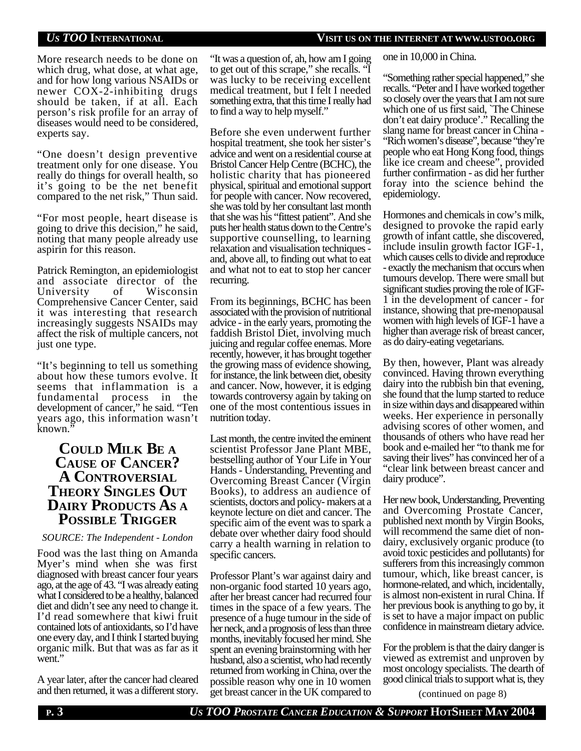More research needs to be done on which drug, what dose, at what age, and for how long various NSAIDs or newer COX-2-inhibiting drugs should be taken, if at all. Each person's risk profile for an array of diseases would need to be considered, experts say.

"One doesn't design preventive treatment only for one disease. You really do things for overall health, so it's going to be the net benefit compared to the net risk," Thun said.

"For most people, heart disease is going to drive this decision," he said, noting that many people already use aspirin for this reason.

Patrick Remington, an epidemiologist and associate director of the University of Wisconsin Comprehensive Cancer Center, said it was interesting that research increasingly suggests NSAIDs may affect the risk of multiple cancers, not just one type.

"It's beginning to tell us something about how these tumors evolve. It seems that inflammation is a fundamental process in the development of cancer," he said. "Ten years ago, this information wasn't known."

## Could Milk Be a Cause of Cancer? A Controversial Theory Singles Out Dairy Products As a Possible Trigger

*SOURCE: The Independent - London*

Food was the last thing on Amanda Myer's mind when she was first diagnosed with breast cancer four years ago, at the age of 43. "I was already eating what I considered to be a healthy, balanced diet and didn't see any need to change it. I'd read somewhere that kiwi fruit contained lots of antioxidants, so I'd have one every day, and I think I started buying organic milk. But that was as far as it went."

A year later, after the cancer had cleared and then returned, it was a different story. "It was a question of, ah, how am I going to get out of this scrape," she recalls. "I was lucky to be receiving excellent medical treatment, but I felt I needed something extra, that this time I really had to find a way to help myself."

Before she even underwent further hospital treatment, she took her sister's advice and went on a residential course at Bristol Cancer Help Centre (BCHC), the holistic charity that has pioneered physical, spiritual and emotional support for people with cancer. Now recovered, she was told by her consultant last month that she was his "fittest patient". And she puts her health status down to the Centre's supportive counselling, to learning relaxation and visualisation techniques - and, above all, to finding out what to eat and what not to eat to stop her cancer recurring.

From its beginnings, BCHC has been associated with the provision of nutritional advice - in the early years, promoting the faddish Bristol Diet, involving much juicing and regular coffee enemas. More recently, however, it has brought together the growing mass of evidence showing, for instance, the link between diet, obesity and cancer. Now, however, it is edging towards controversy again by taking on one of the most contentious issues in nutrition today.

Last month, the centre invited the eminent scientist Professor Jane Plant MBE, bestselling author of Your Life in Your Hands - Understanding, Preventing and Overcoming Breast Cancer (Virgin Books), to address an audience of scientists, doctors and policy- makers at a keynote lecture on diet and cancer. The specific aim of the event was to spark a debate over whether dairy food should carry a health warning in relation to specific cancers.

Professor Plant's war against dairy and non-organic food started 10 years ago, after her breast cancer had recurred four times in the space of a few years. The presence of a huge tumour in the side of her neck, and a prognosis of less than three months, inevitably focused her mind. She spent an evening brainstorming with her husband, also a scientist, who had recently returned from working in China, over the possible reason why one in 10 women get breast cancer in the UK compared to one in 10,000 in China.

"Something rather special happened," she recalls. "Peter and I have worked together so closely over the years that I am not sure which one of us first said, `The Chinese don't eat dairy produce'." Recalling the slang name for breast cancer in China - "Rich women's disease", because "they're people who eat Hong Kong food, things like ice cream and cheese", provided further confirmation - as did her further foray into the science behind the epidemiology.

Hormones and chemicals in cow's milk, designed to provoke the rapid early growth of infant cattle, she discovered, include insulin growth factor IGF-1, which causes cells to divide and reproduce - exactly the mechanism that occurs when tumours develop. There were small but significant studies proving the role of IGF-1 in the development of cancer - for instance, showing that pre-menopausal women with high levels of IGF-1 have a higher than average risk of breast cancer, as do dairy-eating vegetarians.

By then, however, Plant was already convinced. Having thrown everything dairy into the rubbish bin that evening, she found that the lump started to reduce in size within days and disappeared within weeks. Her experience in personally advising scores of other women, and thousands of others who have read her book and e-mailed her "to thank me for saving their lives" has convinced her of a "clear link between breast cancer and dairy produce".

Her new book, Understanding, Preventing and Overcoming Prostate Cancer, published next month by Virgin Books, will recommend the same diet of non-dairy, exclusively organic produce (to avoid toxic pesticides and pollutants) for sufferers from this increasingly common tumour, which, like breast cancer, is hormone-related, and which, incidentally, is almost non-existent in rural China. If her previous book is anything to go by, it is set to have a major impact on public confidence in mainstream dietary advice.

For the problem is that the dairy danger is viewed as extremist and unproven by most oncology specialists. The dearth of good clinical trials to support what is, they

(continued on page 8)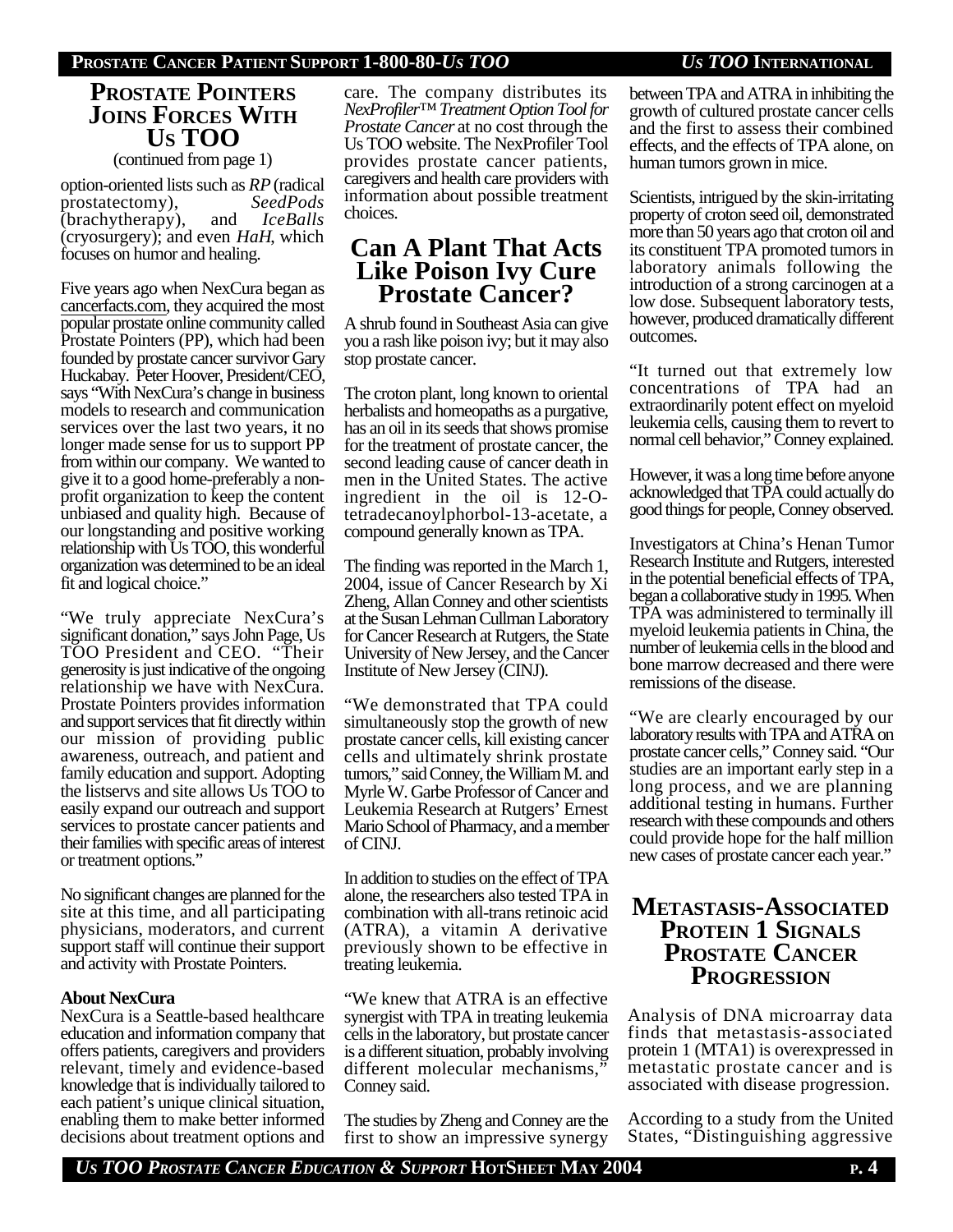## Prostate Pointers Joins Forces With Us TOO

(continued from page 1)

option-oriented lists such as *RP* (radical prostatectomy), *SeedPods* (brachytherapy), and *IceBalls* (cryosurgery); and even *HaH*, which focuses on humor and healing.

Five years ago when NexCura began as cancerfacts.com, they acquired the most popular prostate online community called Prostate Pointers (PP), which had been founded by prostate cancer survivor Gary Huckabay. Peter Hoover, President/CEO, says "With NexCura's change in business models to research and communication services over the last two years, it no longer made sense for us to support PP from within our company. We wanted to give it to a good home-preferably a non-profit organization to keep the content unbiased and quality high. Because of our longstanding and positive working relationship with Us TOO, this wonderful organization was determined to be an ideal fit and logical choice."

"We truly appreciate NexCura's significant donation," says John Page, Us TOO President and CEO. "Their generosity is just indicative of the ongoing relationship we have with NexCura. Prostate Pointers provides information and support services that fit directly within our mission of providing public awareness, outreach, and patient and family education and support. Adopting the listservs and site allows Us TOO to easily expand our outreach and support services to prostate cancer patients and their families with specific areas of interest or treatment options."

No significant changes are planned for the site at this time, and all participating physicians, moderators, and current support staff will continue their support and activity with Prostate Pointers.

**About NexCura**

NexCura is a Seattle-based healthcare education and information company that offers patients, caregivers and providers relevant, timely and evidence-based knowledge that is individually tailored to each patient's unique clinical situation, enabling them to make better informed decisions about treatment options and care. The company distributes its *NexProfiler™ Treatment Option Tool for Prostate Cancer* at no cost through the Us TOO website. The NexProfiler Tool provides prostate cancer patients, caregivers and health care providers with information about possible treatment choices.

## Can A Plant That Acts Like Poison Ivy Cure Prostate Cancer?

A shrub found in Southeast Asia can give you a rash like poison ivy; but it may also stop prostate cancer.

The croton plant, long known to oriental herbalists and homeopaths as a purgative, has an oil in its seeds that shows promise for the treatment of prostate cancer, the second leading cause of cancer death in men in the United States. The active ingredient in the oil is 12-O-tetradecanoylphorbol-13-acetate, a compound generally known as TPA.

The finding was reported in the March 1, 2004, issue of Cancer Research by Xi Zheng, Allan Conney and other scientists at the Susan Lehman Cullman Laboratory for Cancer Research at Rutgers, the State University of New Jersey, and the Cancer Institute of New Jersey (CINJ).

"We demonstrated that TPA could simultaneously stop the growth of new prostate cancer cells, kill existing cancer cells and ultimately shrink prostate tumors," said Conney, the William M. and Myrle W. Garbe Professor of Cancer and Leukemia Research at Rutgers' Ernest Mario School of Pharmacy, and a member of CINJ.

In addition to studies on the effect of TPA alone, the researchers also tested TPA in combination with all-trans retinoic acid (ATRA), a vitamin A derivative previously shown to be effective in treating leukemia.

"We knew that ATRA is an effective synergist with TPA in treating leukemia cells in the laboratory, but prostate cancer is a different situation, probably involving different molecular mechanisms," Conney said.

The studies by Zheng and Conney are the first to show an impressive synergy between TPA and ATRA in inhibiting the growth of cultured prostate cancer cells and the first to assess their combined effects, and the effects of TPA alone, on human tumors grown in mice.

Scientists, intrigued by the skin-irritating property of croton seed oil, demonstrated more than 50 years ago that croton oil and its constituent TPA promoted tumors in laboratory animals following the introduction of a strong carcinogen at a low dose. Subsequent laboratory tests, however, produced dramatically different outcomes.

"It turned out that extremely low concentrations of TPA had an extraordinarily potent effect on myeloid leukemia cells, causing them to revert to normal cell behavior," Conney explained.

However, it was a long time before anyone acknowledged that TPA could actually do good things for people, Conney observed.

Investigators at China's Henan Tumor Research Institute and Rutgers, interested in the potential beneficial effects of TPA, began a collaborative study in 1995. When TPA was administered to terminally ill myeloid leukemia patients in China, the number of leukemia cells in the blood and bone marrow decreased and there were remissions of the disease.

"We are clearly encouraged by our laboratory results with TPA and ATRA on prostate cancer cells," Conney said. "Our studies are an important early step in a long process, and we are planning additional testing in humans. Further research with these compounds and others could provide hope for the half million new cases of prostate cancer each year."

## Metastasis-Associated Protein 1 Signals Prostate Cancer Progression

Analysis of DNA microarray data finds that metastasis-associated protein 1 (MTA1) is overexpressed in metastatic prostate cancer and is associated with disease progression.

According to a study from the United States, "Distinguishing aggressive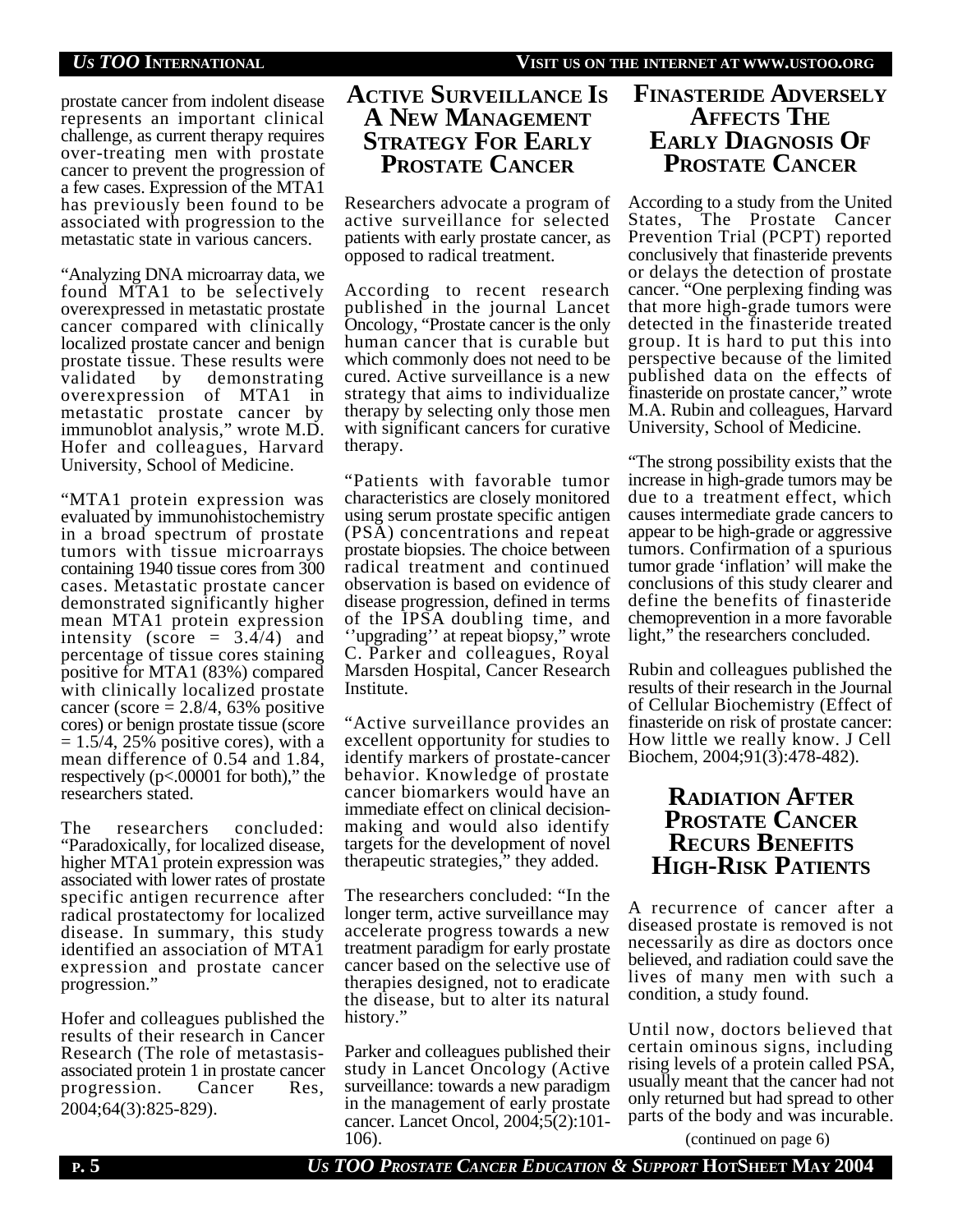prostate cancer from indolent disease represents an important clinical challenge, as current therapy requires over-treating men with prostate cancer to prevent the progression of a few cases. Expression of the MTA1 has previously been found to be associated with progression to the metastatic state in various cancers.

"Analyzing DNA microarray data, we found MTA1 to be selectively overexpressed in metastatic prostate cancer compared with clinically localized prostate cancer and benign prostate tissue. These results were validated by demonstrating overexpression of MTA1 in metastatic prostate cancer by immunoblot analysis," wrote M.D. Hofer and colleagues, Harvard University, School of Medicine.

"MTA1 protein expression was evaluated by immunohistochemistry in a broad spectrum of prostate tumors with tissue microarrays containing 1940 tissue cores from 300 cases. Metastatic prostate cancer demonstrated significantly higher mean MTA1 protein expression intensity (score = 3.4/4) and percentage of tissue cores staining positive for MTA1 (83%) compared with clinically localized prostate cancer (score = 2.8/4, 63% positive cores) or benign prostate tissue (score = 1.5/4, 25% positive cores), with a mean difference of 0.54 and 1.84, respectively ($p<.00001$ for both)," the researchers stated.

The researchers concluded: "Paradoxically, for localized disease, higher MTA1 protein expression was associated with lower rates of prostate specific antigen recurrence after radical prostatectomy for localized disease. In summary, this study identified an association of MTA1 expression and prostate cancer progression."

Hofer and colleagues published the results of their research in Cancer Research (The role of metastasis-associated protein 1 in prostate cancer progression. Cancer Res, 2004;64(3):825-829).

## Active Surveillance Is A New Management Strategy For Early Prostate Cancer

Researchers advocate a program of active surveillance for selected patients with early prostate cancer, as opposed to radical treatment.

According to recent research published in the journal Lancet Oncology, "Prostate cancer is the only human cancer that is curable but which commonly does not need to be cured. Active surveillance is a new strategy that aims to individualize therapy by selecting only those men with significant cancers for curative therapy.

"Patients with favorable tumor characteristics are closely monitored using serum prostate specific antigen (PSA) concentrations and repeat prostate biopsies. The choice between radical treatment and continued observation is based on evidence of disease progression, defined in terms of the IPSA doubling time, and ''upgrading'' at repeat biopsy," wrote C. Parker and colleagues, Royal Marsden Hospital, Cancer Research Institute.

"Active surveillance provides an excellent opportunity for studies to identify markers of prostate-cancer behavior. Knowledge of prostate cancer biomarkers would have an immediate effect on clinical decision-making and would also identify targets for the development of novel therapeutic strategies," they added.

The researchers concluded: "In the longer term, active surveillance may accelerate progress towards a new treatment paradigm for early prostate cancer based on the selective use of therapies designed, not to eradicate the disease, but to alter its natural history."

Parker and colleagues published their study in Lancet Oncology (Active surveillance: towards a new paradigm in the management of early prostate cancer. Lancet Oncol, 2004;5(2):101-106).

## Finasteride Adversely Affects The Early Diagnosis Of Prostate Cancer

According to a study from the United States, The Prostate Cancer Prevention Trial (PCPT) reported conclusively that finasteride prevents or delays the detection of prostate cancer. "One perplexing finding was that more high-grade tumors were detected in the finasteride treated group. It is hard to put this into perspective because of the limited published data on the effects of finasteride on prostate cancer," wrote M.A. Rubin and colleagues, Harvard University, School of Medicine.

"The strong possibility exists that the increase in high-grade tumors may be due to a treatment effect, which causes intermediate grade cancers to appear to be high-grade or aggressive tumors. Confirmation of a spurious tumor grade 'inflation' will make the conclusions of this study clearer and define the benefits of finasteride chemoprevention in a more favorable light," the researchers concluded.

Rubin and colleagues published the results of their research in the Journal of Cellular Biochemistry (Effect of finasteride on risk of prostate cancer: How little we really know. J Cell Biochem, 2004;91(3):478-482).

## Radiation After Prostate Cancer Recurs Benefits High-Risk Patients

A recurrence of cancer after a diseased prostate is removed is not necessarily as dire as doctors once believed, and radiation could save the lives of many men with such a condition, a study found.

Until now, doctors believed that certain ominous signs, including rising levels of a protein called PSA, usually meant that the cancer had not only returned but had spread to other parts of the body and was incurable.

(continued on page 6)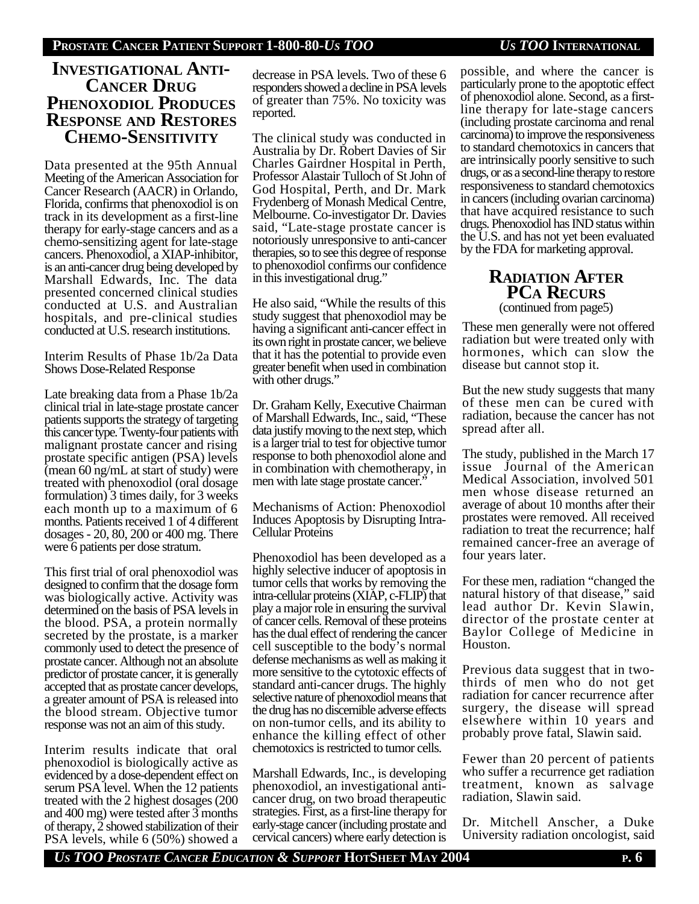## Investigational Anti-Cancer Drug Phenoxodiol Produces Response and Restores Chemo-Sensitivity

Data presented at the 95th Annual Meeting of the American Association for Cancer Research (AACR) in Orlando, Florida, confirms that phenoxodiol is on track in its development as a first-line therapy for early-stage cancers and as a chemo-sensitizing agent for late-stage cancers. Phenoxodiol, a XIAP-inhibitor, is an anti-cancer drug being developed by Marshall Edwards, Inc. The data presented concerned clinical studies conducted at U.S. and Australian hospitals, and pre-clinical studies conducted at U.S. research institutions.

Interim Results of Phase 1b/2a Data Shows Dose-Related Response

Late breaking data from a Phase 1b/2a clinical trial in late-stage prostate cancer patients supports the strategy of targeting this cancer type. Twenty-four patients with malignant prostate cancer and rising prostate specific antigen (PSA) levels (mean 60 ng/mL at start of study) were treated with phenoxodiol (oral dosage formulation) 3 times daily, for 3 weeks each month up to a maximum of 6 months. Patients received 1 of 4 different dosages - 20, 80, 200 or 400 mg. There were 6 patients per dose stratum.

This first trial of oral phenoxodiol was designed to confirm that the dosage form was biologically active. Activity was determined on the basis of PSA levels in the blood. PSA, a protein normally secreted by the prostate, is a marker commonly used to detect the presence of prostate cancer. Although not an absolute predictor of prostate cancer, it is generally accepted that as prostate cancer develops, a greater amount of PSA is released into the blood stream. Objective tumor response was not an aim of this study.

Interim results indicate that oral phenoxodiol is biologically active as evidenced by a dose-dependent effect on serum PSA level. When the 12 patients treated with the 2 highest dosages (200 and 400 mg) were tested after 3 months of therapy, 2 showed stabilization of their PSA levels, while 6 (50%) showed a decrease in PSA levels. Two of these 6 responders showed a decline in PSA levels of greater than 75%. No toxicity was reported.

The clinical study was conducted in Australia by Dr. Robert Davies of Sir Charles Gairdner Hospital in Perth, Professor Alastair Tulloch of St John of God Hospital, Perth, and Dr. Mark Frydenberg of Monash Medical Centre, Melbourne. Co-investigator Dr. Davies said, "Late-stage prostate cancer is notoriously unresponsive to anti-cancer therapies, so to see this degree of response to phenoxodiol confirms our confidence in this investigational drug."

He also said, "While the results of this study suggest that phenoxodiol may be having a significant anti-cancer effect in its own right in prostate cancer, we believe that it has the potential to provide even greater benefit when used in combination with other drugs."

Dr. Graham Kelly, Executive Chairman of Marshall Edwards, Inc., said, "These data justify moving to the next step, which is a larger trial to test for objective tumor response to both phenoxodiol alone and in combination with chemotherapy, in men with late stage prostate cancer."

Mechanisms of Action: Phenoxodiol Induces Apoptosis by Disrupting Intra-Cellular Proteins

Phenoxodiol has been developed as a highly selective inducer of apoptosis in tumor cells that works by removing the intra-cellular proteins (XIAP, c-FLIP) that play a major role in ensuring the survival of cancer cells. Removal of these proteins has the dual effect of rendering the cancer cell susceptible to the body's normal defense mechanisms as well as making it more sensitive to the cytotoxic effects of standard anti-cancer drugs. The highly selective nature of phenoxodiol means that the drug has no discernible adverse effects on non-tumor cells, and its ability to enhance the killing effect of other chemotoxics is restricted to tumor cells.

Marshall Edwards, Inc., is developing phenoxodiol, an investigational anti-cancer drug, on two broad therapeutic strategies. First, as a first-line therapy for early-stage cancer (including prostate and cervical cancers) where early detection is possible, and where the cancer is particularly prone to the apoptotic effect of phenoxodiol alone. Second, as a first-line therapy for late-stage cancers (including prostate carcinoma and renal carcinoma) to improve the responsiveness to standard chemotoxics in cancers that are intrinsically poorly sensitive to such drugs, or as a second-line therapy to restore responsiveness to standard chemotoxics in cancers (including ovarian carcinoma) that have acquired resistance to such drugs. Phenoxodiol has IND status within the U.S. and has not yet been evaluated by the FDA for marketing approval.

## Radiation After PCa Recurs

(continued from page5)

These men generally were not offered radiation but were treated only with hormones, which can slow the disease but cannot stop it.

But the new study suggests that many of these men can be cured with radiation, because the cancer has not spread after all.

The study, published in the March 17 issue Journal of the American Medical Association, involved 501 men whose disease returned an average of about 10 months after their prostates were removed. All received radiation to treat the recurrence; half remained cancer-free an average of four years later.

For these men, radiation "changed the natural history of that disease," said lead author Dr. Kevin Slawin, director of the prostate center at Baylor College of Medicine in Houston.

Previous data suggest that in two-thirds of men who do not get radiation for cancer recurrence after surgery, the disease will spread elsewhere within 10 years and probably prove fatal, Slawin said.

Fewer than 20 percent of patients who suffer a recurrence get radiation treatment, known as salvage radiation, Slawin said.

Dr. Mitchell Anscher, a Duke University radiation oncologist, said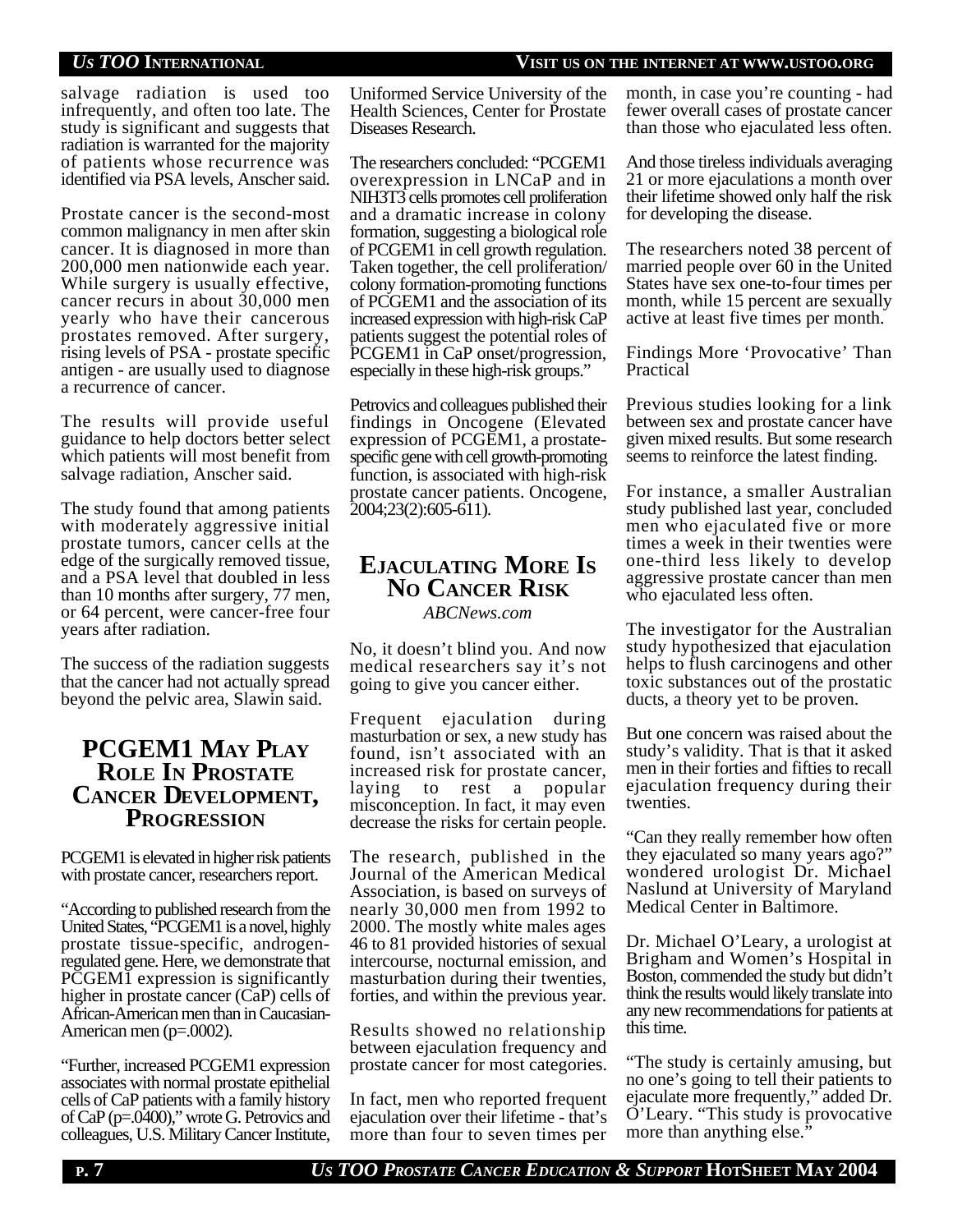salvage radiation is used too infrequently, and often too late. The study is significant and suggests that radiation is warranted for the majority of patients whose recurrence was identified via PSA levels, Anscher said.

Prostate cancer is the second-most common malignancy in men after skin cancer. It is diagnosed in more than 200,000 men nationwide each year. While surgery is usually effective, cancer recurs in about 30,000 men yearly who have their cancerous prostates removed. After surgery, rising levels of PSA - prostate specific antigen - are usually used to diagnose a recurrence of cancer.

The results will provide useful guidance to help doctors better select which patients will most benefit from salvage radiation, Anscher said.

The study found that among patients with moderately aggressive initial prostate tumors, cancer cells at the edge of the surgically removed tissue, and a PSA level that doubled in less than 10 months after surgery, 77 men, or 64 percent, were cancer-free four years after radiation.

The success of the radiation suggests that the cancer had not actually spread beyond the pelvic area, Slawin said.

## PCGEM1 May Play Role In Prostate Cancer Development, Progression

PCGEM1 is elevated in higher risk patients with prostate cancer, researchers report.

"According to published research from the United States, "PCGEM1 is a novel, highly prostate tissue-specific, androgen-regulated gene. Here, we demonstrate that PCGEM1 expression is significantly higher in prostate cancer (CaP) cells of African-American men than in Caucasian-American men (p=.0002).

"Further, increased PCGEM1 expression associates with normal prostate epithelial cells of CaP patients with a family history of CaP (p=.0400)," wrote G. Petrovics and colleagues, U.S. Military Cancer Institute, Uniformed Service University of the Health Sciences, Center for Prostate Diseases Research.

The researchers concluded: "PCGEM1 overexpression in LNCaP and in NIH3T3 cells promotes cell proliferation and a dramatic increase in colony formation, suggesting a biological role of PCGEM1 in cell growth regulation. Taken together, the cell proliferation/colony formation-promoting functions of PCGEM1 and the association of its increased expression with high-risk CaP patients suggest the potential roles of PCGEM1 in CaP onset/progression, especially in these high-risk groups."

Petrovics and colleagues published their findings in Oncogene (Elevated expression of PCGEM1, a prostate-specific gene with cell growth-promoting function, is associated with high-risk prostate cancer patients. Oncogene, 2004;23(2):605-611).

## Ejaculating More Is No Cancer Risk

*ABCNews.com*

No, it doesn't blind you. And now medical researchers say it's not going to give you cancer either.

Frequent ejaculation during masturbation or sex, a new study has found, isn't associated with an increased risk for prostate cancer, laying to rest a popular misconception. In fact, it may even decrease the risks for certain people.

The research, published in the Journal of the American Medical Association, is based on surveys of nearly 30,000 men from 1992 to 2000. The mostly white males ages 46 to 81 provided histories of sexual intercourse, nocturnal emission, and masturbation during their twenties, forties, and within the previous year.

Results showed no relationship between ejaculation frequency and prostate cancer for most categories.

In fact, men who reported frequent ejaculation over their lifetime - that's more than four to seven times per month, in case you're counting - had fewer overall cases of prostate cancer than those who ejaculated less often.

And those tireless individuals averaging 21 or more ejaculations a month over their lifetime showed only half the risk for developing the disease.

The researchers noted 38 percent of married people over 60 in the United States have sex one-to-four times per month, while 15 percent are sexually active at least five times per month.

Findings More 'Provocative' Than Practical

Previous studies looking for a link between sex and prostate cancer have given mixed results. But some research seems to reinforce the latest finding.

For instance, a smaller Australian study published last year, concluded men who ejaculated five or more times a week in their twenties were one-third less likely to develop aggressive prostate cancer than men who ejaculated less often.

The investigator for the Australian study hypothesized that ejaculation helps to flush carcinogens and other toxic substances out of the prostatic ducts, a theory yet to be proven.

But one concern was raised about the study's validity. That is that it asked men in their forties and fifties to recall ejaculation frequency during their twenties.

"Can they really remember how often they ejaculated so many years ago?" wondered urologist Dr. Michael Naslund at University of Maryland Medical Center in Baltimore.

Dr. Michael O'Leary, a urologist at Brigham and Women's Hospital in Boston, commended the study but didn't think the results would likely translate into any new recommendations for patients at this time.

"The study is certainly amusing, but no one's going to tell their patients to ejaculate more frequently," added Dr. O'Leary. "This study is provocative more than anything else."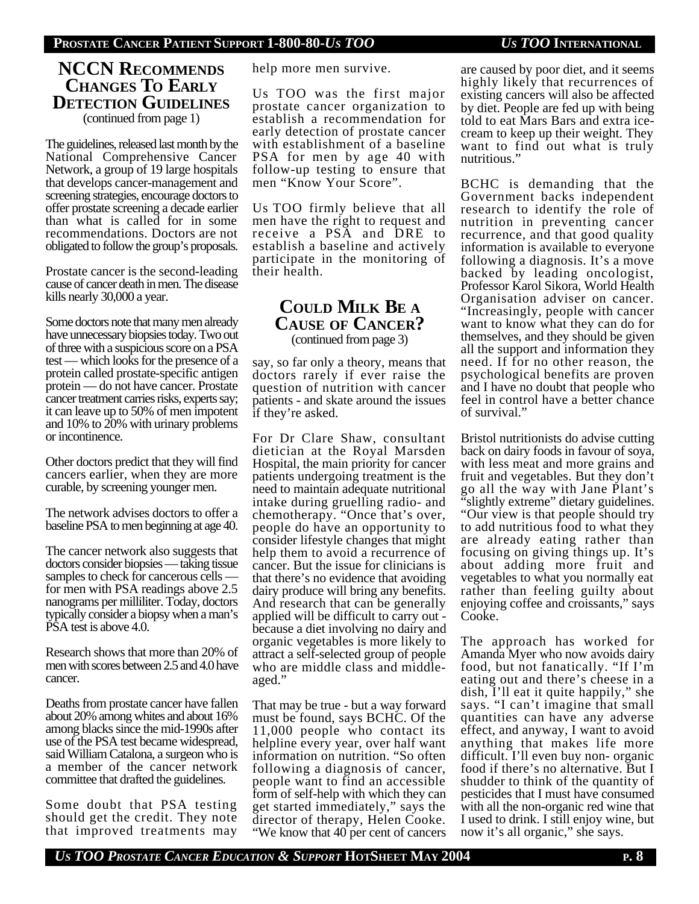## NCCN Recommends Changes To Early Detection Guidelines

(continued from page 1)

The guidelines, released last month by the National Comprehensive Cancer Network, a group of 19 large hospitals that develops cancer-management and screening strategies, encourage doctors to offer prostate screening a decade earlier than what is called for in some recommendations. Doctors are not obligated to follow the group's proposals.

Prostate cancer is the second-leading cause of cancer death in men. The disease kills nearly 30,000 a year.

Some doctors note that many men already have unnecessary biopsies today. Two out of three with a suspicious score on a PSA test — which looks for the presence of a protein called prostate-specific antigen protein — do not have cancer. Prostate cancer treatment carries risks, experts say; it can leave up to 50% of men impotent and 10% to 20% with urinary problems or incontinence.

Other doctors predict that they will find cancers earlier, when they are more curable, by screening younger men.

The network advises doctors to offer a baseline PSA to men beginning at age 40.

The cancer network also suggests that doctors consider biopsies — taking tissue samples to check for cancerous cells — for men with PSA readings above 2.5 nanograms per milliliter. Today, doctors typically consider a biopsy when a man's PSA test is above 4.0.

Research shows that more than 20% of men with scores between 2.5 and 4.0 have cancer.

Deaths from prostate cancer have fallen about 20% among whites and about 16% among blacks since the mid-1990s after use of the PSA test became widespread, said William Catalona, a surgeon who is a member of the cancer network committee that drafted the guidelines.

Some doubt that PSA testing should get the credit. They note that improved treatments may help more men survive.

Us TOO was the first major prostate cancer organization to establish a recommendation for early detection of prostate cancer with establishment of a baseline PSA for men by age 40 with follow-up testing to ensure that men "Know Your Score".

Us TOO firmly believe that all men have the right to request and receive a PSA and DRE to establish a baseline and actively participate in the monitoring of their health.

## Could Milk Be A Cause Of Cancer?

(continued from page 3)

say, so far only a theory, means that doctors rarely if ever raise the question of nutrition with cancer patients - and skate around the issues if they're asked.

For Dr Clare Shaw, consultant dietician at the Royal Marsden Hospital, the main priority for cancer patients undergoing treatment is the need to maintain adequate nutritional intake during gruelling radio- and chemotherapy. "Once that's over, people do have an opportunity to consider lifestyle changes that might help them to avoid a recurrence of cancer. But the issue for clinicians is that there's no evidence that avoiding dairy produce will bring any benefits. And research that can be generally applied will be difficult to carry out - because a diet involving no dairy and organic vegetables is more likely to attract a self-selected group of people who are middle class and middle-aged."

That may be true - but a way forward must be found, says BCHC. Of the 11,000 people who contact its helpline every year, over half want information on nutrition. "So often following a diagnosis of cancer, people want to find an accessible form of self-help with which they can get started immediately," says the director of therapy, Helen Cooke. "We know that 40 per cent of cancers are caused by poor diet, and it seems highly likely that recurrences of existing cancers will also be affected by diet. People are fed up with being told to eat Mars Bars and extra ice-cream to keep up their weight. They want to find out what is truly nutritious."

BCHC is demanding that the Government backs independent research to identify the role of nutrition in preventing cancer recurrence, and that good quality information is available to everyone following a diagnosis. It's a move backed by leading oncologist, Professor Karol Sikora, World Health Organisation adviser on cancer. "Increasingly, people with cancer want to know what they can do for themselves, and they should be given all the support and information they need. If for no other reason, the psychological benefits are proven and I have no doubt that people who feel in control have a better chance of survival."

Bristol nutritionists do advise cutting back on dairy foods in favour of soya, with less meat and more grains and fruit and vegetables. But they don't go all the way with Jane Plant's "slightly extreme" dietary guidelines. "Our view is that people should try to add nutritious food to what they are already eating rather than focusing on giving things up. It's about adding more fruit and vegetables to what you normally eat rather than feeling guilty about enjoying coffee and croissants," says Cooke.

The approach has worked for Amanda Myer who now avoids dairy food, but not fanatically. "If I'm eating out and there's cheese in a dish, I'll eat it quite happily," she says. "I can't imagine that small quantities can have any adverse effect, and anyway, I want to avoid anything that makes life more difficult. I'll even buy non- organic food if there's no alternative. But I shudder to think of the quantity of pesticides that I must have consumed with all the non-organic red wine that I used to drink. I still enjoy wine, but now it's all organic," she says.